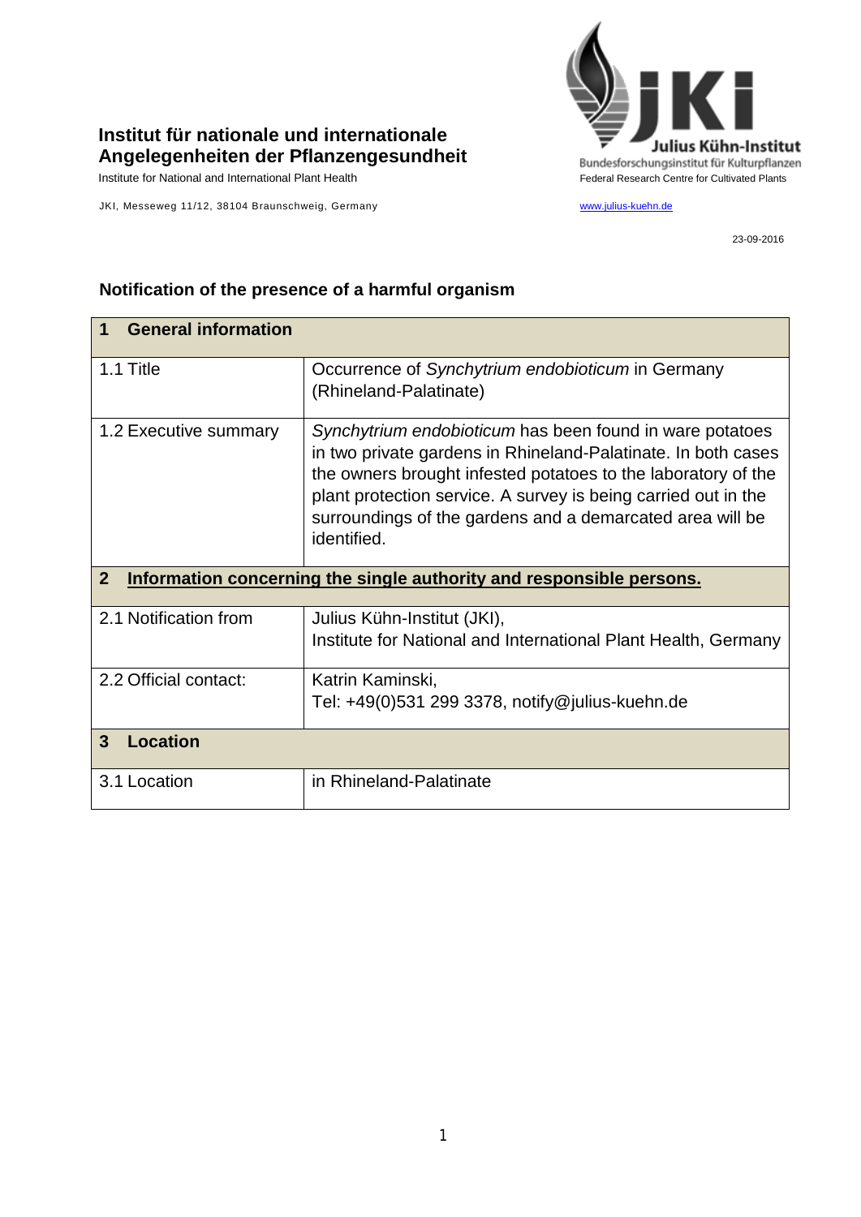**Institut für nationale und internationale Angelegenheiten der Pflanzengesundheit**

Institute for National and International Plant Health

JKI, Messeweg 11/12, 38104 Braunschweig, Germany

Julius Kühn-Institut

Bundesforschungsinstitut für Kulturpflanzen

Federal Research Centre for Cultivated Plants

www.julius-kuehn.de

23-09-2016

## Notification of the presence of a harmful organism

| **1 General information** | |
|---|---|
| 1.1 Title | Occurrence of *Synchytrium endobioticum* in Germany (Rhineland-Palatinate) |
| 1.2 Executive summary | *Synchytrium endobioticum* has been found in ware potatoes in two private gardens in Rhineland-Palatinate. In both cases the owners brought infested potatoes to the laboratory of the plant protection service. A survey is being carried out in the surroundings of the gardens and a demarcated area will be identified. |
| **2 Information concerning the single authority and responsible persons.** | |
| 2.1 Notification from | Julius Kühn-Institut (JKI),<br>Institute for National and International Plant Health, Germany |
| 2.2 Official contact: | Katrin Kaminski,<br>Tel: +49(0)531 299 3378, notify@julius-kuehn.de |
| **3 Location** | |
| 3.1 Location | in Rhineland-Palatinate |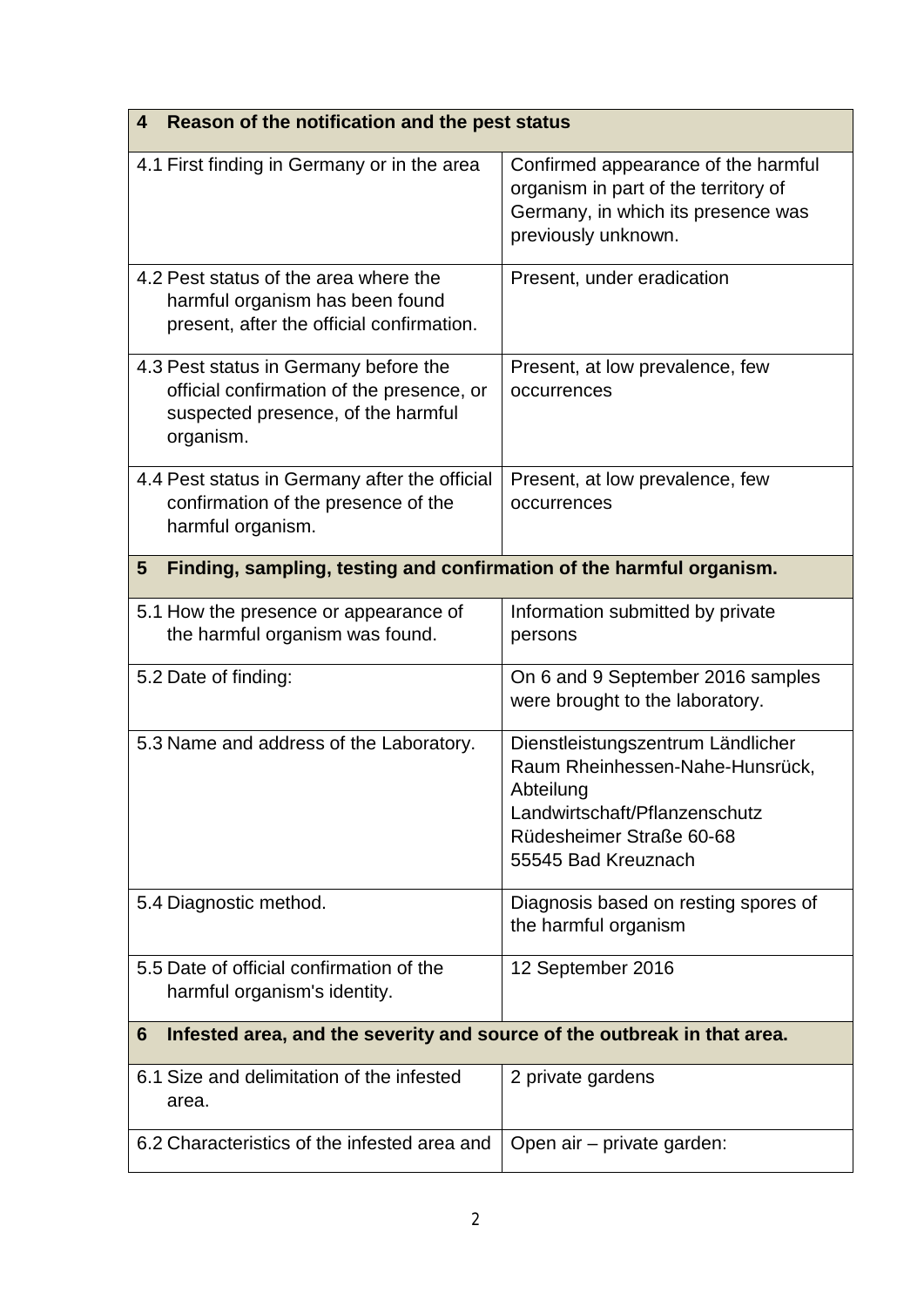| 4 Reason of the notification and the pest status | |
|---|---|
| 4.1 First finding in Germany or in the area | Confirmed appearance of the harmful organism in part of the territory of Germany, in which its presence was previously unknown. |
| 4.2 Pest status of the area where the harmful organism has been found present, after the official confirmation. | Present, under eradication |
| 4.3 Pest status in Germany before the official confirmation of the presence, or suspected presence, of the harmful organism. | Present, at low prevalence, few occurrences |
| 4.4 Pest status in Germany after the official confirmation of the presence of the harmful organism. | Present, at low prevalence, few occurrences |
| **5 Finding, sampling, testing and confirmation of the harmful organism.** | |
| 5.1 How the presence or appearance of the harmful organism was found. | Information submitted by private persons |
| 5.2 Date of finding: | On 6 and 9 September 2016 samples were brought to the laboratory. |
| 5.3 Name and address of the Laboratory. | Dienstleistungszentrum Ländlicher Raum Rheinhessen-Nahe-Hunsrück, Abteilung Landwirtschaft/Pflanzenschutz Rüdesheimer Straße 60-68 55545 Bad Kreuznach |
| 5.4 Diagnostic method. | Diagnosis based on resting spores of the harmful organism |
| 5.5 Date of official confirmation of the harmful organism's identity. | 12 September 2016 |
| **6 Infested area, and the severity and source of the outbreak in that area.** | |
| 6.1 Size and delimitation of the infested area. | 2 private gardens |
| 6.2 Characteristics of the infested area and | Open air – private garden: |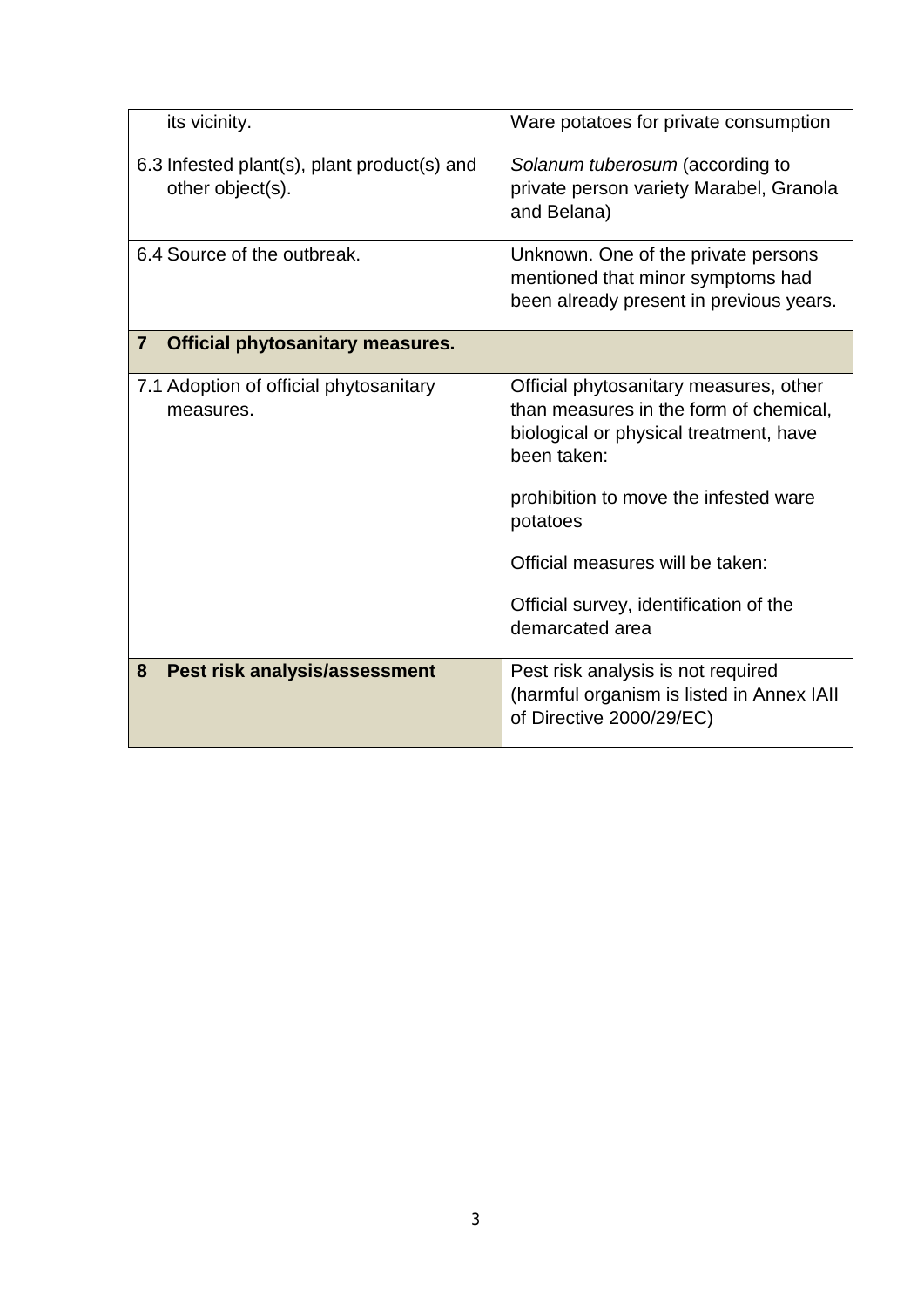| | |
|---|---|
| its vicinity. | Ware potatoes for private consumption |
| 6.3 Infested plant(s), plant product(s) and other object(s). | *Solanum tuberosum* (according to private person variety Marabel, Granola and Belana) |
| 6.4 Source of the outbreak. | Unknown. One of the private persons mentioned that minor symptoms had been already present in previous years. |
| **7 Official phytosanitary measures.** | |
| 7.1 Adoption of official phytosanitary measures. | Official phytosanitary measures, other than measures in the form of chemical, biological or physical treatment, have been taken:<br><br>prohibition to move the infested ware potatoes<br><br>Official measures will be taken:<br><br>Official survey, identification of the demarcated area |
| **8 Pest risk analysis/assessment** | Pest risk analysis is not required (harmful organism is listed in Annex IAII of Directive 2000/29/EC) |